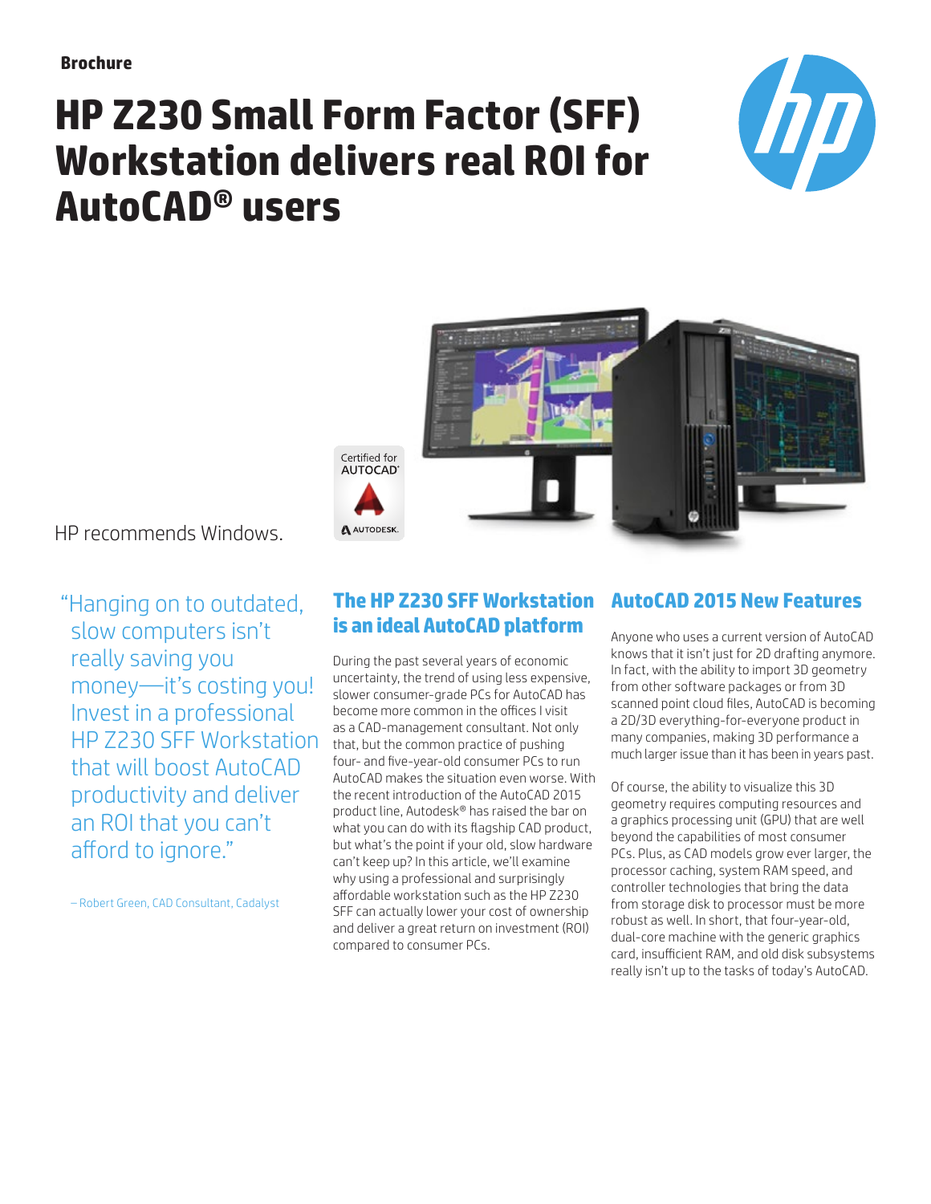**Brochure**

# HP Z230 Small Form Factor (SFF) Workstation delivers real ROI for AutoCAD® users

HP recommends Windows.

Certified for AUTOCAD® AUTODESK.

"Hanging on to outdated, slow computers isn't really saving you money—it's costing you! Invest in a professional HP Z230 SFF Workstation that will boost AutoCAD productivity and deliver an ROI that you can't afford to ignore."

– Robert Green, CAD Consultant, Cadalyst

## The HP Z230 SFF Workstation is an ideal AutoCAD platform

During the past several years of economic uncertainty, the trend of using less expensive, slower consumer-grade PCs for AutoCAD has become more common in the offices I visit as a CAD-management consultant. Not only that, but the common practice of pushing four- and five-year-old consumer PCs to run AutoCAD makes the situation even worse. With the recent introduction of the AutoCAD 2015 product line, Autodesk® has raised the bar on what you can do with its flagship CAD product, but what's the point if your old, slow hardware can't keep up? In this article, we'll examine why using a professional and surprisingly affordable workstation such as the HP Z230 SFF can actually lower your cost of ownership and deliver a great return on investment (ROI) compared to consumer PCs.

## AutoCAD 2015 New Features

Anyone who uses a current version of AutoCAD knows that it isn't just for 2D drafting anymore. In fact, with the ability to import 3D geometry from other software packages or from 3D scanned point cloud files, AutoCAD is becoming a 2D/3D everything-for-everyone product in many companies, making 3D performance a much larger issue than it has been in years past.

Of course, the ability to visualize this 3D geometry requires computing resources and a graphics processing unit (GPU) that are well beyond the capabilities of most consumer PCs. Plus, as CAD models grow ever larger, the processor caching, system RAM speed, and controller technologies that bring the data from storage disk to processor must be more robust as well. In short, that four-year-old, dual-core machine with the generic graphics card, insufficient RAM, and old disk subsystems really isn't up to the tasks of today's AutoCAD.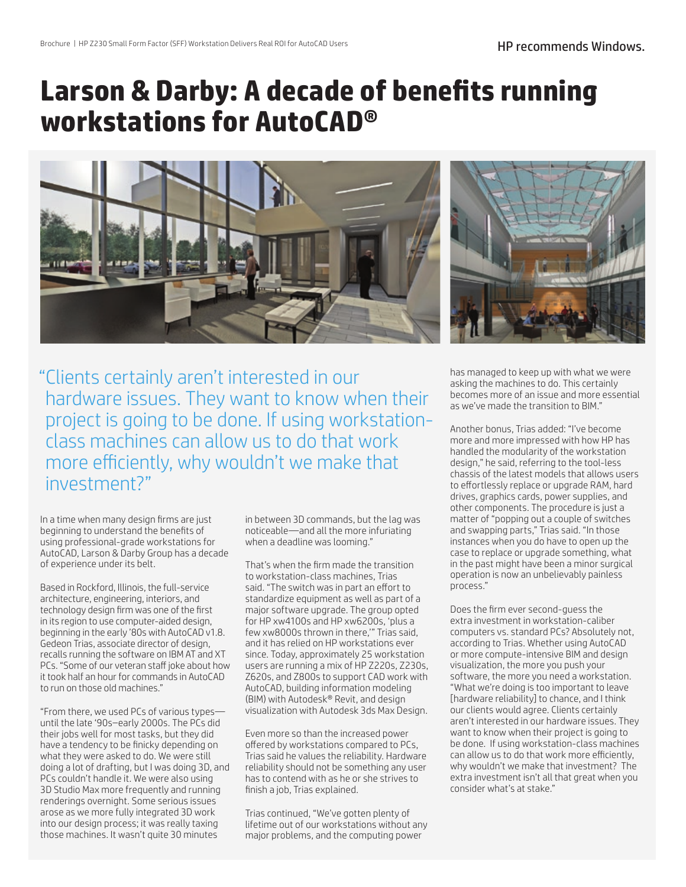# Larson & Darby: A decade of benefits running workstations for AutoCAD®

> "Clients certainly aren't interested in our hardware issues. They want to know when their project is going to be done. If using workstation-class machines can allow us to do that work more efficiently, why wouldn't we make that investment?"

In a time when many design firms are just beginning to understand the benefits of using professional-grade workstations for AutoCAD, Larson & Darby Group has a decade of experience under its belt.

Based in Rockford, Illinois, the full-service architecture, engineering, interiors, and technology design firm was one of the first in its region to use computer-aided design, beginning in the early '80s with AutoCAD v1.8. Gedeon Trias, associate director of design, recalls running the software on IBM AT and XT PCs. "Some of our veteran staff joke about how it took half an hour for commands in AutoCAD to run on those old machines."

"From there, we used PCs of various types—until the late '90s–early 2000s. The PCs did their jobs well for most tasks, but they did have a tendency to be finicky depending on what they were asked to do. We were still doing a lot of drafting, but I was doing 3D, and PCs couldn't handle it. We were also using 3D Studio Max more frequently and running renderings overnight. Some serious issues arose as we more fully integrated 3D work into our design process; it was really taxing those machines. It wasn't quite 30 minutes in between 3D commands, but the lag was noticeable—and all the more infuriating when a deadline was looming."

That's when the firm made the transition to workstation-class machines, Trias said. "The switch was in part an effort to standardize equipment as well as part of a major software upgrade. The group opted for HP xw4100s and HP xw6200s, 'plus a few xw8000s thrown in there,'" Trias said, and it has relied on HP workstations ever since. Today, approximately 25 workstation users are running a mix of HP Z220s, Z230s, Z620s, and Z800s to support CAD work with AutoCAD, building information modeling (BIM) with Autodesk® Revit, and design visualization with Autodesk 3ds Max Design.

Even more so than the increased power offered by workstations compared to PCs, Trias said he values the reliability. Hardware reliability should not be something any user has to contend with as he or she strives to finish a job, Trias explained.

Trias continued, "We've gotten plenty of lifetime out of our workstations without any major problems, and the computing power has managed to keep up with what we were asking the machines to do. This certainly becomes more of an issue and more essential as we've made the transition to BIM."

Another bonus, Trias added: "I've become more and more impressed with how HP has handled the modularity of the workstation design," he said, referring to the tool-less chassis of the latest models that allows users to effortlessly replace or upgrade RAM, hard drives, graphics cards, power supplies, and other components. The procedure is just a matter of "popping out a couple of switches and swapping parts," Trias said. "In those instances when you do have to open up the case to replace or upgrade something, what in the past might have been a minor surgical operation is now an unbelievably painless process."

Does the firm ever second-guess the extra investment in workstation-caliber computers vs. standard PCs? Absolutely not, according to Trias. Whether using AutoCAD or more compute-intensive BIM and design visualization, the more you push your software, the more you need a workstation. "What we're doing is too important to leave [hardware reliability] to chance, and I think our clients would agree. Clients certainly aren't interested in our hardware issues. They want to know when their project is going to be done. If using workstation-class machines can allow us to do that work more efficiently, why wouldn't we make that investment? The extra investment isn't all that great when you consider what's at stake."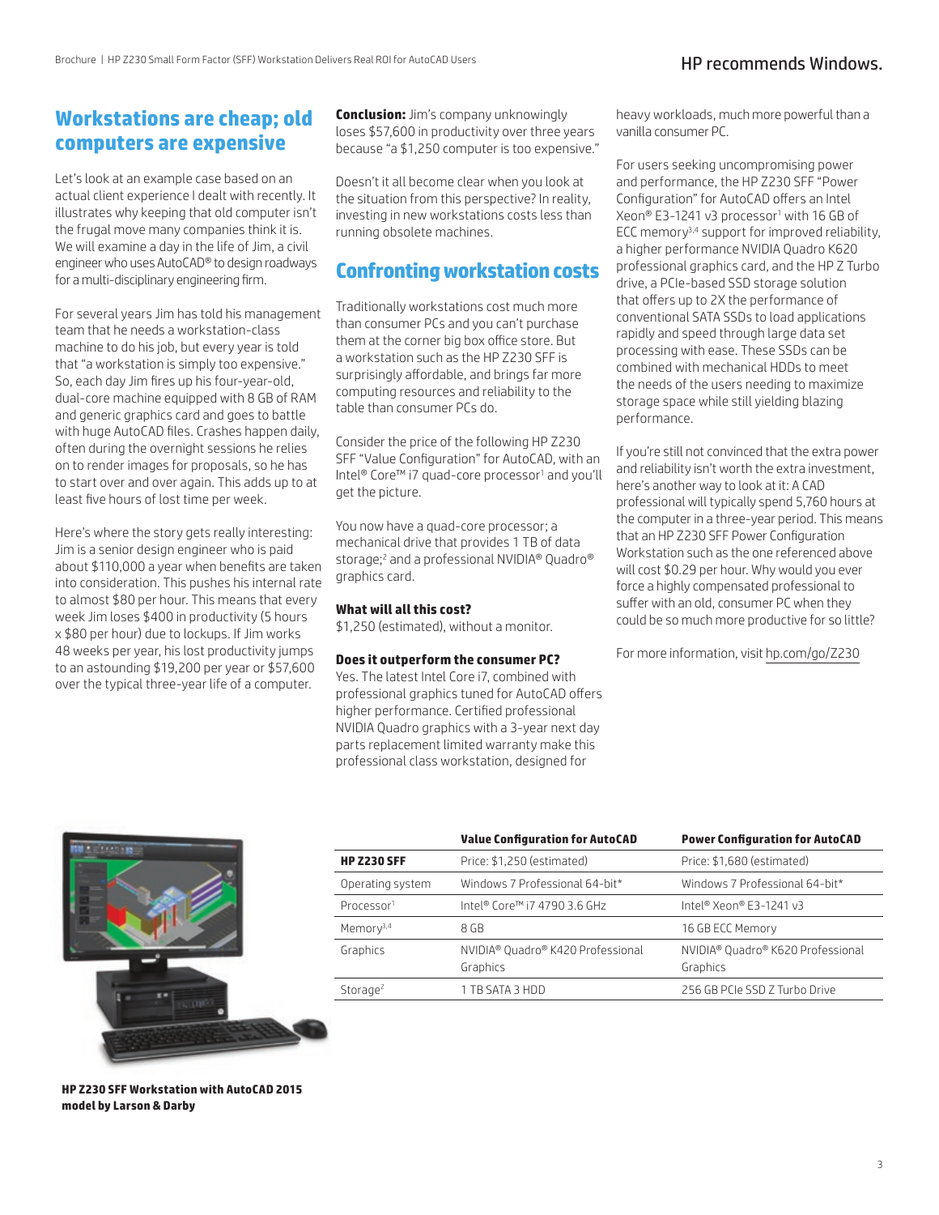## Workstations are cheap; old computers are expensive

Let's look at an example case based on an actual client experience I dealt with recently. It illustrates why keeping that old computer isn't the frugal move many companies think it is. We will examine a day in the life of Jim, a civil engineer who uses AutoCAD® to design roadways for a multi-disciplinary engineering firm.

For several years Jim has told his management team that he needs a workstation-class machine to do his job, but every year is told that "a workstation is simply too expensive." So, each day Jim fires up his four-year-old, dual-core machine equipped with 8 GB of RAM and generic graphics card and goes to battle with huge AutoCAD files. Crashes happen daily, often during the overnight sessions he relies on to render images for proposals, so he has to start over and over again. This adds up to at least five hours of lost time per week.

Here's where the story gets really interesting: Jim is a senior design engineer who is paid about $110,000 a year when benefits are taken into consideration. This pushes his internal rate to almost $80 per hour. This means that every week Jim loses $400 in productivity (5 hours x $80 per hour) due to lockups. If Jim works 48 weeks per year, his lost productivity jumps to an astounding $19,200 per year or $57,600 over the typical three-year life of a computer.

**Conclusion:** Jim's company unknowingly loses $57,600 in productivity over three years because "a $1,250 computer is too expensive."

Doesn't it all become clear when you look at the situation from this perspective? In reality, investing in new workstations costs less than running obsolete machines.

## Confronting workstation costs

Traditionally workstations cost much more than consumer PCs and you can't purchase them at the corner big box office store. But a workstation such as the HP Z230 SFF is surprisingly affordable, and brings far more computing resources and reliability to the table than consumer PCs do.

Consider the price of the following HP Z230 SFF "Value Configuration" for AutoCAD, with an Intel® Core™ i7 quad-core processor[1] and you'll get the picture.

You now have a quad-core processor; a mechanical drive that provides 1 TB of data storage;[2] and a professional NVIDIA® Quadro® graphics card.

**What will all this cost?**
$1,250 (estimated), without a monitor.

**Does it outperform the consumer PC?**
Yes. The latest Intel Core i7, combined with professional graphics tuned for AutoCAD offers higher performance. Certified professional NVIDIA Quadro graphics with a 3-year next day parts replacement limited warranty make this professional class workstation, designed for heavy workloads, much more powerful than a vanilla consumer PC.

For users seeking uncompromising power and performance, the HP Z230 SFF "Power Configuration" for AutoCAD offers an Intel Xeon® E3-1241 v3 processor[1] with 16 GB of ECC memory[3,4] support for improved reliability, a higher performance NVIDIA Quadro K620 professional graphics card, and the HP Z Turbo drive, a PCIe-based SSD storage solution that offers up to 2X the performance of conventional SATA SSDs to load applications rapidly and speed through large data set processing with ease. These SSDs can be combined with mechanical HDDs to meet the needs of the users needing to maximize storage space while still yielding blazing performance.

If you're still not convinced that the extra power and reliability isn't worth the extra investment, here's another way to look at it: A CAD professional will typically spend 5,760 hours at the computer in a three-year period. This means that an HP Z230 SFF Power Configuration Workstation such as the one referenced above will cost $0.29 per hour. Why would you ever force a highly compensated professional to suffer with an old, consumer PC when they could be so much more productive for so little?

For more information, visit hp.com/go/Z230

**HP Z230 SFF Workstation with AutoCAD 2015 model by Larson & Darby**

| | Value Configuration for AutoCAD | Power Configuration for AutoCAD |
|---|---|---|
| **HP Z230 SFF** | Price: $1,250 (estimated) | Price: $1,680 (estimated) |
| Operating system | Windows 7 Professional 64-bit* | Windows 7 Professional 64-bit* |
| Processor[1] | Intel® Core™ i7 4790 3.6 GHz | Intel® Xeon® E3-1241 v3 |
| Memory[3,4] | 8 GB | 16 GB ECC Memory |
| Graphics | NVIDIA® Quadro® K420 Professional Graphics | NVIDIA® Quadro® K620 Professional Graphics |
| Storage[2] | 1 TB SATA 3 HDD | 256 GB PCIe SSD Z Turbo Drive |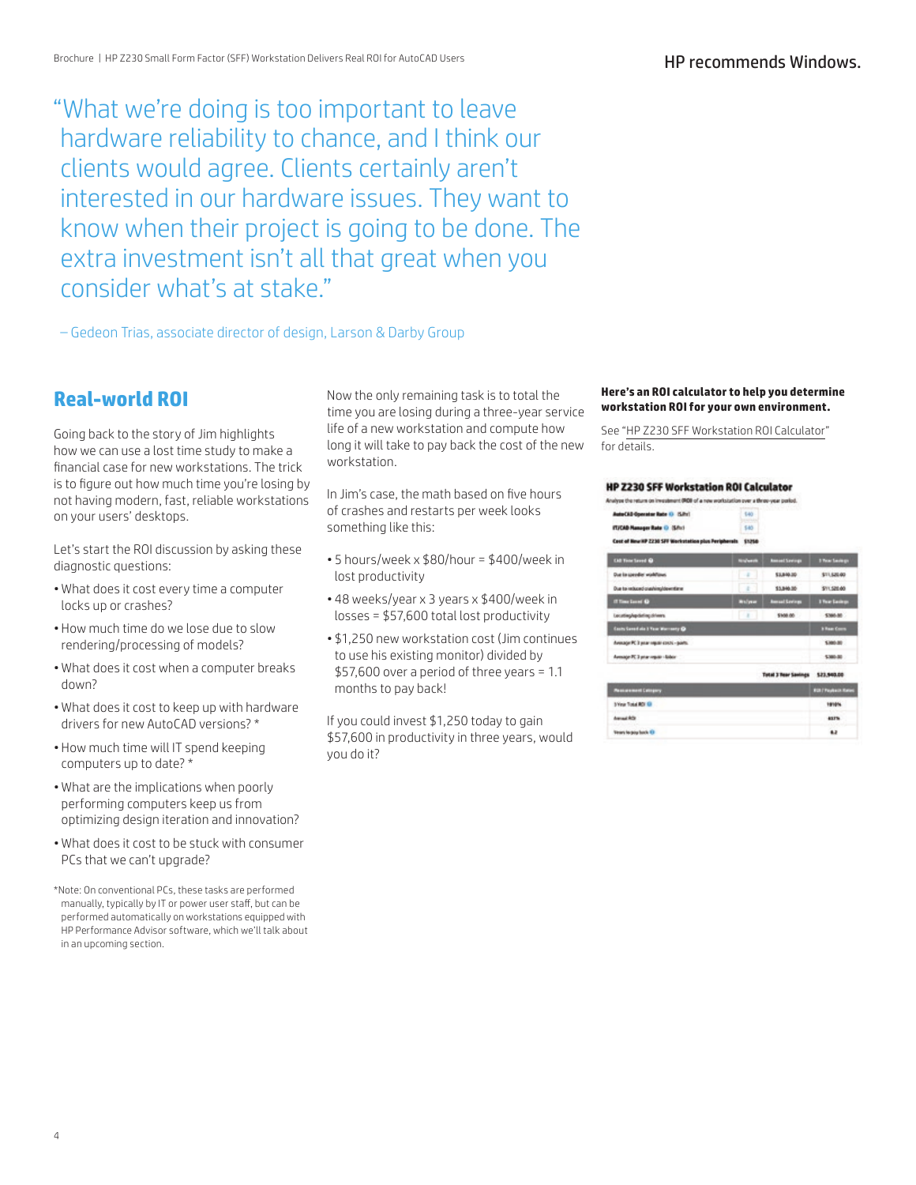"What we're doing is too important to leave hardware reliability to chance, and I think our clients would agree. Clients certainly aren't interested in our hardware issues. They want to know when their project is going to be done. The extra investment isn't all that great when you consider what's at stake."

– Gedeon Trias, associate director of design, Larson & Darby Group

## Real-world ROI

Going back to the story of Jim highlights how we can use a lost time study to make a financial case for new workstations. The trick is to figure out how much time you're losing by not having modern, fast, reliable workstations on your users' desktops.

Let's start the ROI discussion by asking these diagnostic questions:

- What does it cost every time a computer locks up or crashes?
- How much time do we lose due to slow rendering/processing of models?
- What does it cost when a computer breaks down?
- What does it cost to keep up with hardware drivers for new AutoCAD versions? *
- How much time will IT spend keeping computers up to date? *
- What are the implications when poorly performing computers keep us from optimizing design iteration and innovation?
- What does it cost to be stuck with consumer PCs that we can't upgrade?

*Note: On conventional PCs, these tasks are performed manually, typically by IT or power user staff, but can be performed automatically on workstations equipped with HP Performance Advisor software, which we'll talk about in an upcoming section.

Now the only remaining task is to total the time you are losing during a three-year service life of a new workstation and compute how long it will take to pay back the cost of the new workstation.

In Jim's case, the math based on five hours of crashes and restarts per week looks something like this:

- 5 hours/week x $80/hour = $400/week in lost productivity
- 48 weeks/year x 3 years x $400/week in losses = $57,600 total lost productivity
- $1,250 new workstation cost (Jim continues to use his existing monitor) divided by $57,600 over a period of three years = 1.1 months to pay back!

If you could invest $1,250 today to gain $57,600 in productivity in three years, would you do it?

**Here's an ROI calculator to help you determine workstation ROI for your own environment.**

See "HP Z230 SFF Workstation ROI Calculator" for details.

**HP Z230 SFF Workstation ROI Calculator**

Analyze the return on investment (ROI) of a new workstation over a three-year period.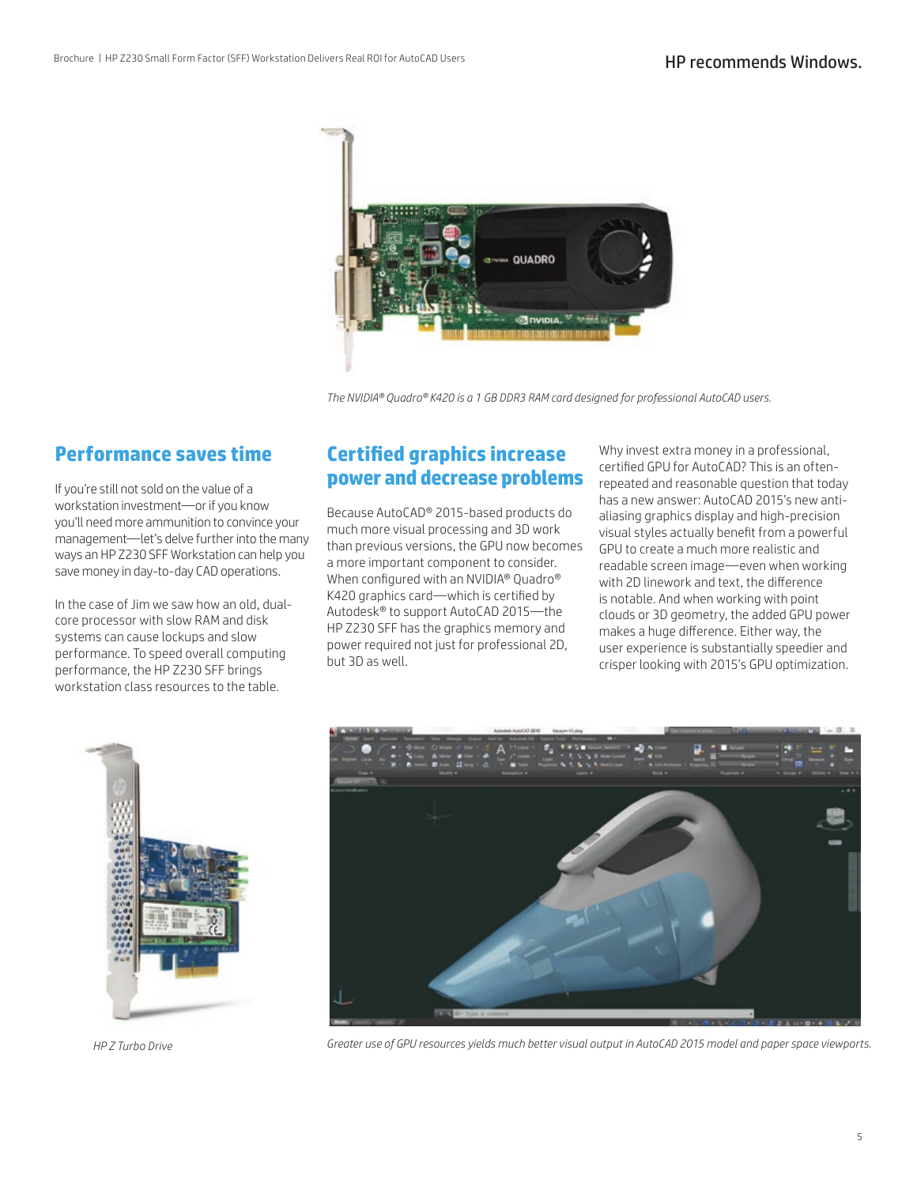The NVIDIA® Quadro® K420 is a 1 GB DDR3 RAM card designed for professional AutoCAD users.

## Performance saves time

If you're still not sold on the value of a workstation investment—or if you know you'll need more ammunition to convince your management—let's delve further into the many ways an HP Z230 SFF Workstation can help you save money in day-to-day CAD operations.

In the case of Jim we saw how an old, dual-core processor with slow RAM and disk systems can cause lockups and slow performance. To speed overall computing performance, the HP Z230 SFF brings workstation class resources to the table.

## Certified graphics increase power and decrease problems

Because AutoCAD® 2015-based products do much more visual processing and 3D work than previous versions, the GPU now becomes a more important component to consider. When configured with an NVIDIA® Quadro® K420 graphics card—which is certified by Autodesk® to support AutoCAD 2015—the HP Z230 SFF has the graphics memory and power required not just for professional 2D, but 3D as well.

Why invest extra money in a professional, certified GPU for AutoCAD? This is an often-repeated and reasonable question that today has a new answer: AutoCAD 2015's new anti-aliasing graphics display and high-precision visual styles actually benefit from a powerful GPU to create a much more realistic and readable screen image—even when working with 2D linework and text, the difference is notable. And when working with point clouds or 3D geometry, the added GPU power makes a huge difference. Either way, the user experience is substantially speedier and crisper looking with 2015's GPU optimization.

HP Z Turbo Drive

Greater use of GPU resources yields much better visual output in AutoCAD 2015 model and paper space viewports.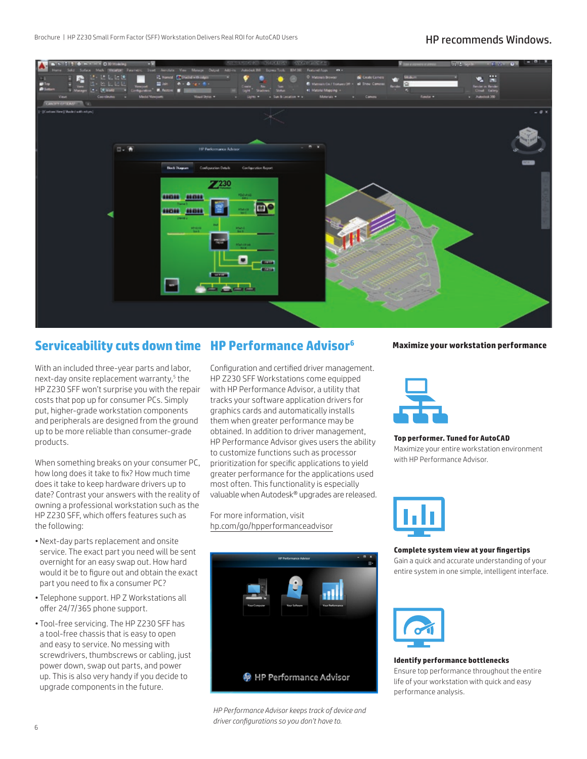## Serviceability cuts down time

With an included three-year parts and labor, next-day onsite replacement warranty,[5] the HP Z230 SFF won't surprise you with the repair costs that pop up for consumer PCs. Simply put, higher-grade workstation components and peripherals are designed from the ground up to be more reliable than consumer-grade products.

When something breaks on your consumer PC, how long does it take to fix? How much time does it take to keep hardware drivers up to date? Contrast your answers with the reality of owning a professional workstation such as the HP Z230 SFF, which offers features such as the following:

- Next-day parts replacement and onsite service. The exact part you need will be sent overnight for an easy swap out. How hard would it be to figure out and obtain the exact part you need to fix a consumer PC?
- Telephone support. HP Z Workstations all offer 24/7/365 phone support.
- Tool-free servicing. The HP Z230 SFF has a tool-free chassis that is easy to open and easy to service. No messing with screwdrivers, thumbscrews or cabling, just power down, swap out parts, and power up. This is also very handy if you decide to upgrade components in the future.

## HP Performance Advisor[6]

Configuration and certified driver management. HP Z230 SFF Workstations come equipped with HP Performance Advisor, a utility that tracks your software application drivers for graphics cards and automatically installs them when greater performance may be obtained. In addition to driver management, HP Performance Advisor gives users the ability to customize functions such as processor prioritization for specific applications to yield greater performance for the applications used most often. This functionality is especially valuable when Autodesk® upgrades are released.

For more information, visit hp.com/go/hpperformanceadvisor

*HP Performance Advisor keeps track of device and driver configurations so you don't have to.*

### Maximize your workstation performance

**Top performer. Tuned for AutoCAD**
Maximize your entire workstation environment with HP Performance Advisor.

**Complete system view at your fingertips**
Gain a quick and accurate understanding of your entire system in one simple, intelligent interface.

**Identify performance bottlenecks**
Ensure top performance throughout the entire life of your workstation with quick and easy performance analysis.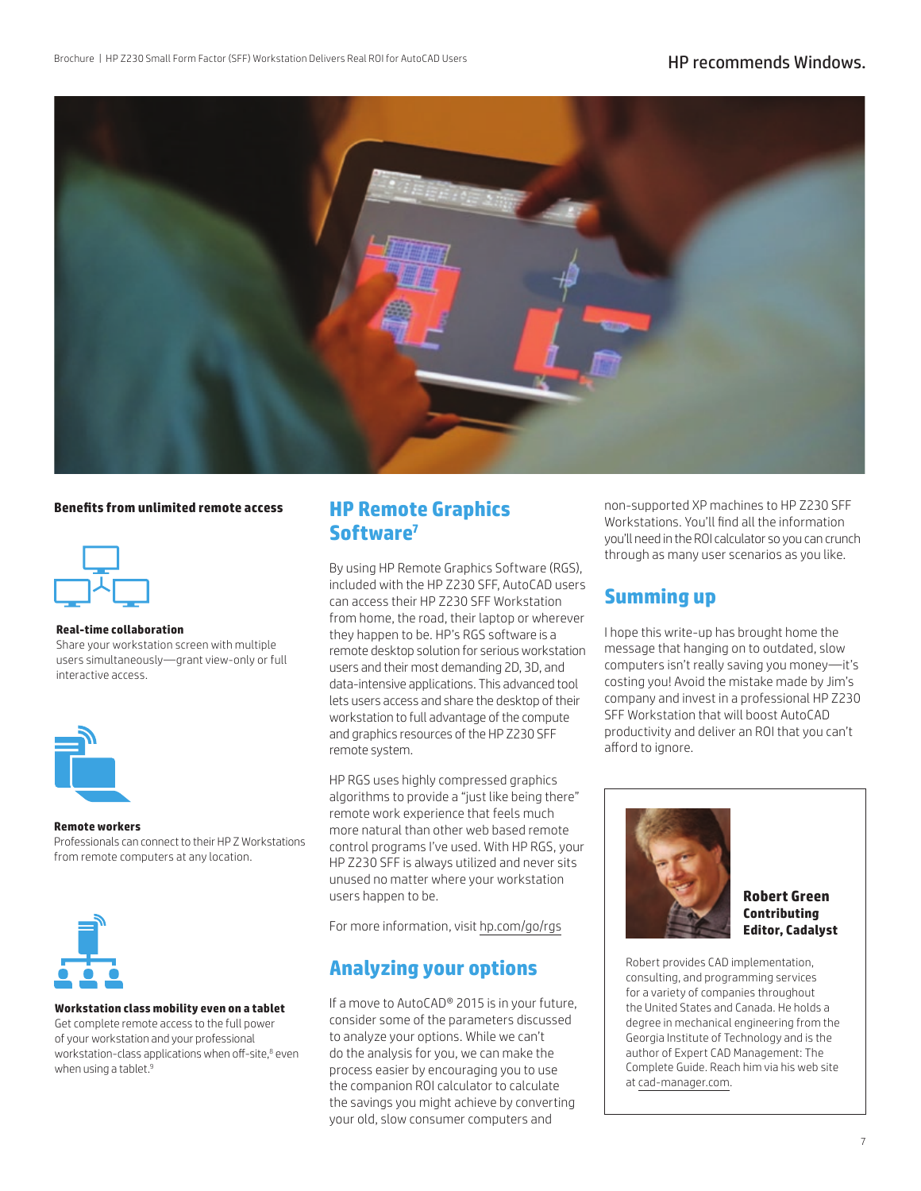**Benefits from unlimited remote access**

**Real-time collaboration**
Share your workstation screen with multiple users simultaneously—grant view-only or full interactive access.

**Remote workers**
Professionals can connect to their HP Z Workstations from remote computers at any location.

**Workstation class mobility even on a tablet**
Get complete remote access to the full power of your workstation and your professional workstation-class applications when off-site,[8] even when using a tablet.[9]

## HP Remote Graphics Software[7]

By using HP Remote Graphics Software (RGS), included with the HP Z230 SFF, AutoCAD users can access their HP Z230 SFF Workstation from home, the road, their laptop or wherever they happen to be. HP's RGS software is a remote desktop solution for serious workstation users and their most demanding 2D, 3D, and data-intensive applications. This advanced tool lets users access and share the desktop of their workstation to full advantage of the compute and graphics resources of the HP Z230 SFF remote system.

HP RGS uses highly compressed graphics algorithms to provide a "just like being there" remote work experience that feels much more natural than other web based remote control programs I've used. With HP RGS, your HP Z230 SFF is always utilized and never sits unused no matter where your workstation users happen to be.

For more information, visit hp.com/go/rgs

## Analyzing your options

If a move to AutoCAD® 2015 is in your future, consider some of the parameters discussed to analyze your options. While we can't do the analysis for you, we can make the process easier by encouraging you to use the companion ROI calculator to calculate the savings you might achieve by converting your old, slow consumer computers and non-supported XP machines to HP Z230 SFF Workstations. You'll find all the information you'll need in the ROI calculator so you can crunch through as many user scenarios as you like.

## Summing up

I hope this write-up has brought home the message that hanging on to outdated, slow computers isn't really saving you money—it's costing you! Avoid the mistake made by Jim's company and invest in a professional HP Z230 SFF Workstation that will boost AutoCAD productivity and deliver an ROI that you can't afford to ignore.

**Robert Green**
**Contributing Editor, Cadalyst**

Robert provides CAD implementation, consulting, and programming services for a variety of companies throughout the United States and Canada. He holds a degree in mechanical engineering from the Georgia Institute of Technology and is the author of Expert CAD Management: The Complete Guide. Reach him via his web site at cad-manager.com.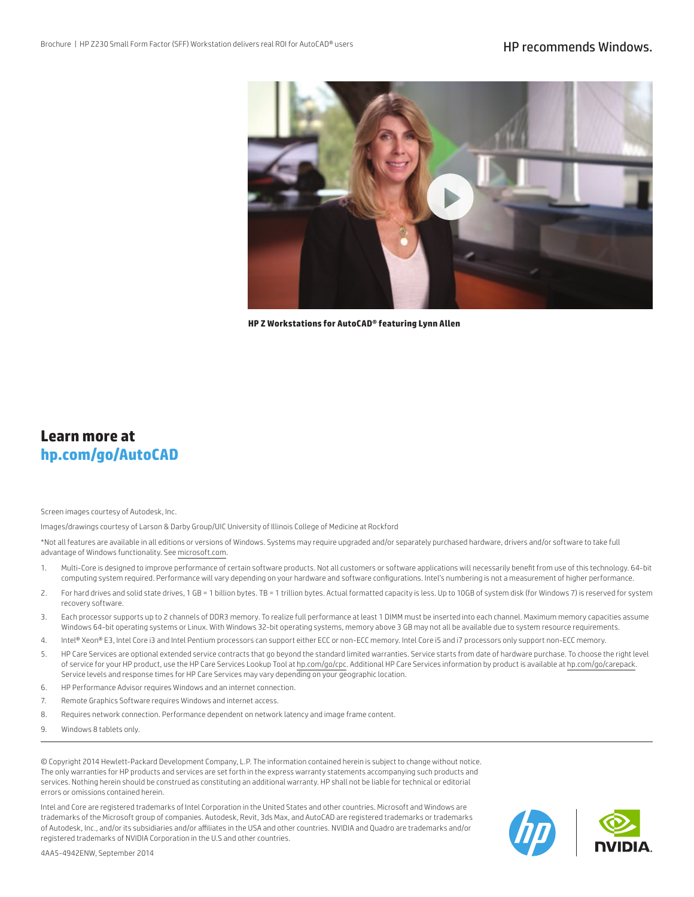**HP Z Workstations for AutoCAD® featuring Lynn Allen**

## Learn more at hp.com/go/AutoCAD

Screen images courtesy of Autodesk, Inc.

Images/drawings courtesy of Larson & Darby Group/UIC University of Illinois College of Medicine at Rockford

*Not all features are available in all editions or versions of Windows. Systems may require upgraded and/or separately purchased hardware, drivers and/or software to take full advantage of Windows functionality. See microsoft.com.

1. Multi-Core is designed to improve performance of certain software products. Not all customers or software applications will necessarily benefit from use of this technology. 64-bit computing system required. Performance will vary depending on your hardware and software configurations. Intel's numbering is not a measurement of higher performance.
2. For hard drives and solid state drives, 1 GB = 1 billion bytes. TB = 1 trillion bytes. Actual formatted capacity is less. Up to 10GB of system disk (for Windows 7) is reserved for system recovery software.
3. Each processor supports up to 2 channels of DDR3 memory. To realize full performance at least 1 DIMM must be inserted into each channel. Maximum memory capacities assume Windows 64-bit operating systems or Linux. With Windows 32-bit operating systems, memory above 3 GB may not all be available due to system resource requirements.
4. Intel® Xeon® E3, Intel Core i3 and Intel Pentium processors can support either ECC or non-ECC memory. Intel Core i5 and i7 processors only support non-ECC memory.
5. HP Care Services are optional extended service contracts that go beyond the standard limited warranties. Service starts from date of hardware purchase. To choose the right level of service for your HP product, use the HP Care Services Lookup Tool at hp.com/go/cpc. Additional HP Care Services information by product is available at hp.com/go/carepack. Service levels and response times for HP Care Services may vary depending on your geographic location.
6. HP Performance Advisor requires Windows and an internet connection.
7. Remote Graphics Software requires Windows and internet access.
8. Requires network connection. Performance dependent on network latency and image frame content.
9. Windows 8 tablets only.

---

© Copyright 2014 Hewlett-Packard Development Company, L.P. The information contained herein is subject to change without notice. The only warranties for HP products and services are set forth in the express warranty statements accompanying such products and services. Nothing herein should be construed as constituting an additional warranty. HP shall not be liable for technical or editorial errors or omissions contained herein.

Intel and Core are registered trademarks of Intel Corporation in the United States and other countries. Microsoft and Windows are trademarks of the Microsoft group of companies. Autodesk, Revit, 3ds Max, and AutoCAD are registered trademarks or trademarks of Autodesk, Inc., and/or its subsidiaries and/or affiliates in the USA and other countries. NVIDIA and Quadro are trademarks and/or registered trademarks of NVIDIA Corporation in the U.S and other countries.

4AA5-4942ENW, September 2014